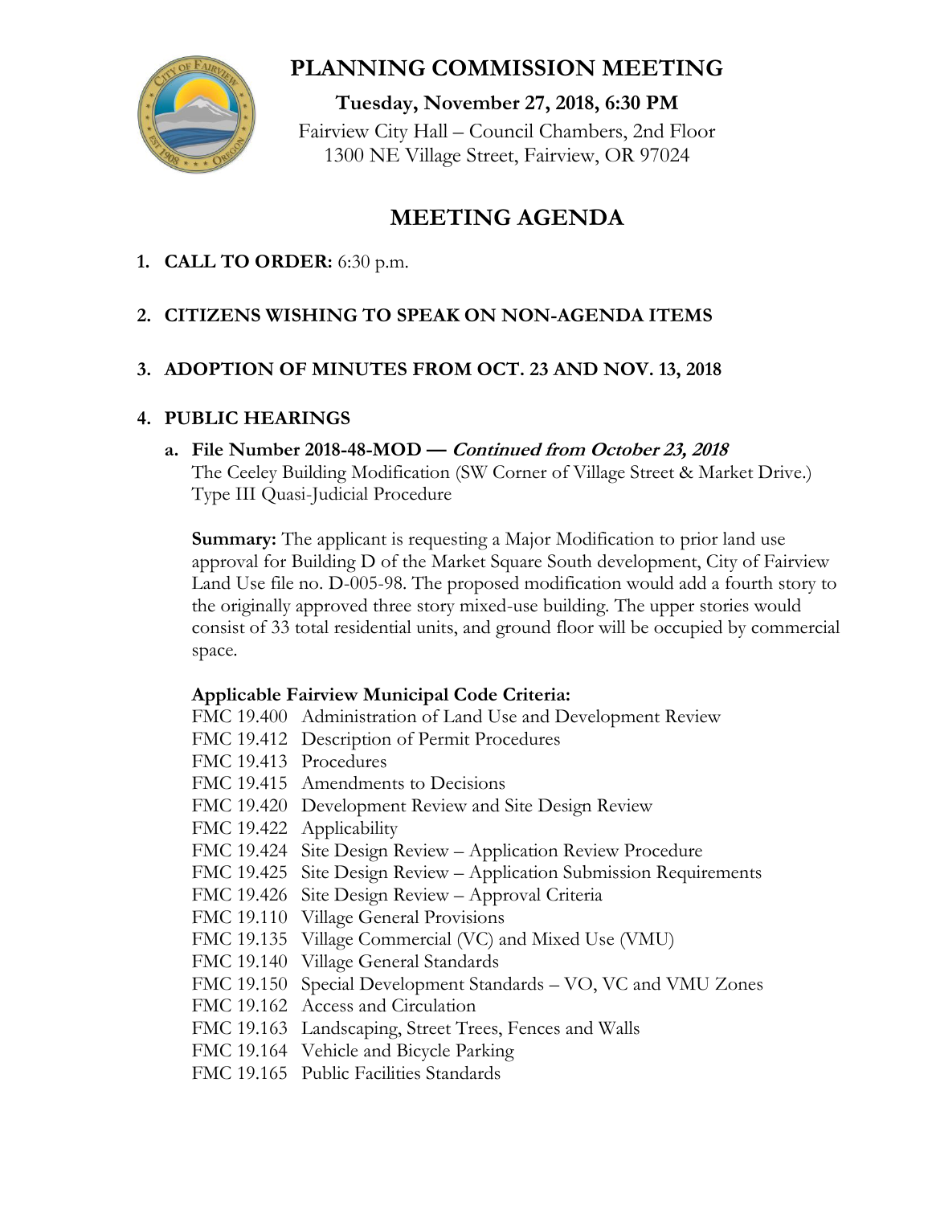# PLANNING COMMISSION MEETING

**Tuesday, November 27, 2018, 6:30 PM**

Fairview City Hall – Council Chambers, 2nd Floor
1300 NE Village Street, Fairview, OR 97024

## MEETING AGENDA

1. **CALL TO ORDER:** 6:30 p.m.

2. **CITIZENS WISHING TO SPEAK ON NON-AGENDA ITEMS**

3. **ADOPTION OF MINUTES FROM OCT. 23 AND NOV. 13, 2018**

4. **PUBLIC HEARINGS**

   a. **File Number 2018-48-MOD — *Continued from October 23, 2018***
   The Ceeley Building Modification (SW Corner of Village Street & Market Drive.)
   Type III Quasi-Judicial Procedure

   **Summary:** The applicant is requesting a Major Modification to prior land use approval for Building D of the Market Square South development, City of Fairview Land Use file no. D-005-98. The proposed modification would add a fourth story to the originally approved three story mixed-use building. The upper stories would consist of 33 total residential units, and ground floor will be occupied by commercial space.

   **Applicable Fairview Municipal Code Criteria:**
   FMC 19.400 Administration of Land Use and Development Review
   FMC 19.412 Description of Permit Procedures
   FMC 19.413 Procedures
   FMC 19.415 Amendments to Decisions
   FMC 19.420 Development Review and Site Design Review
   FMC 19.422 Applicability
   FMC 19.424 Site Design Review – Application Review Procedure
   FMC 19.425 Site Design Review – Application Submission Requirements
   FMC 19.426 Site Design Review – Approval Criteria
   FMC 19.110 Village General Provisions
   FMC 19.135 Village Commercial (VC) and Mixed Use (VMU)
   FMC 19.140 Village General Standards
   FMC 19.150 Special Development Standards – VO, VC and VMU Zones
   FMC 19.162 Access and Circulation
   FMC 19.163 Landscaping, Street Trees, Fences and Walls
   FMC 19.164 Vehicle and Bicycle Parking
   FMC 19.165 Public Facilities Standards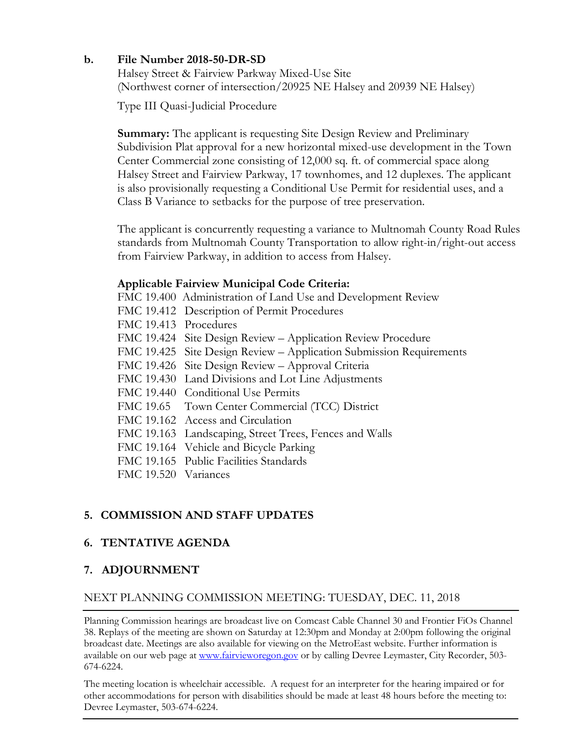**b. File Number 2018-50-DR-SD**

Halsey Street & Fairview Parkway Mixed-Use Site
(Northwest corner of intersection/20925 NE Halsey and 20939 NE Halsey)

Type III Quasi-Judicial Procedure

**Summary:** The applicant is requesting Site Design Review and Preliminary Subdivision Plat approval for a new horizontal mixed-use development in the Town Center Commercial zone consisting of 12,000 sq. ft. of commercial space along Halsey Street and Fairview Parkway, 17 townhomes, and 12 duplexes. The applicant is also provisionally requesting a Conditional Use Permit for residential uses, and a Class B Variance to setbacks for the purpose of tree preservation.

The applicant is concurrently requesting a variance to Multnomah County Road Rules standards from Multnomah County Transportation to allow right-in/right-out access from Fairview Parkway, in addition to access from Halsey.

**Applicable Fairview Municipal Code Criteria:**

FMC 19.400 Administration of Land Use and Development Review
FMC 19.412 Description of Permit Procedures
FMC 19.413 Procedures
FMC 19.424 Site Design Review – Application Review Procedure
FMC 19.425 Site Design Review – Application Submission Requirements
FMC 19.426 Site Design Review – Approval Criteria
FMC 19.430 Land Divisions and Lot Line Adjustments
FMC 19.440 Conditional Use Permits
FMC 19.65 Town Center Commercial (TCC) District
FMC 19.162 Access and Circulation
FMC 19.163 Landscaping, Street Trees, Fences and Walls
FMC 19.164 Vehicle and Bicycle Parking
FMC 19.165 Public Facilities Standards
FMC 19.520 Variances

## 5. COMMISSION AND STAFF UPDATES

## 6. TENTATIVE AGENDA

## 7. ADJOURNMENT

NEXT PLANNING COMMISSION MEETING: TUESDAY, DEC. 11, 2018

---

Planning Commission hearings are broadcast live on Comcast Cable Channel 30 and Frontier FiOs Channel 38. Replays of the meeting are shown on Saturday at 12:30pm and Monday at 2:00pm following the original broadcast date. Meetings are also available for viewing on the MetroEast website. Further information is available on our web page at www.fairvieworegon.gov or by calling Devree Leymaster, City Recorder, 503-674-6224.

The meeting location is wheelchair accessible. A request for an interpreter for the hearing impaired or for other accommodations for person with disabilities should be made at least 48 hours before the meeting to: Devree Leymaster, 503-674-6224.